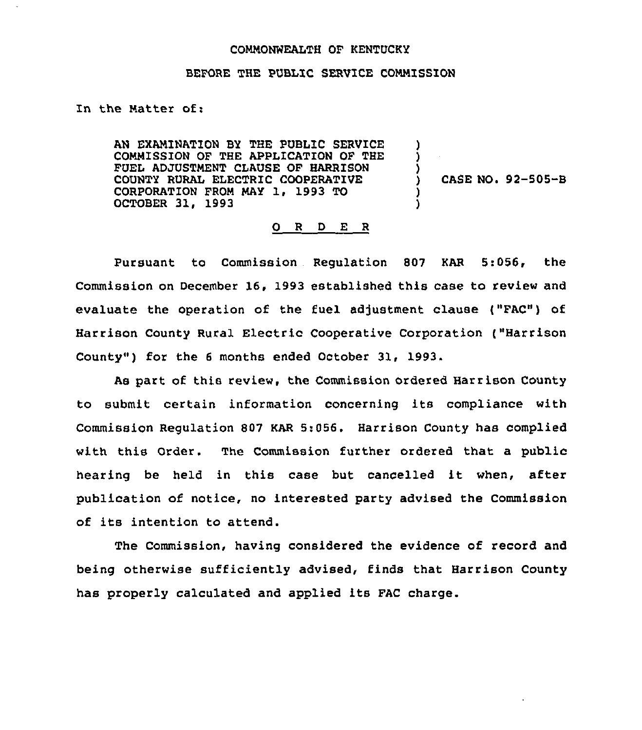COMMONWEALTH OF KENTUCKY

BEFORE THE PUBLIC SERVICE COMMISSION

In the Matter of:

| | | |
|---|---|---|
| AN EXAMINATION BY THE PUBLIC SERVICE COMMISSION OF THE APPLICATION OF THE FUEL ADJUSTMENT CLAUSE OF HARRISON COUNTY RURAL ELECTRIC COOPERATIVE CORPORATION FROM MAY 1, 1993 TO OCTOBER 31, 1993 | ) | CASE NO. 92-505-B |

## O R D E R

Pursuant to Commission Regulation 807 KAR 5:056, the Commission on December 16, 1993 established this case to review and evaluate the operation of the fuel adjustment clause ("FAC") of Harrison County Rural Electric Cooperative Corporation ("Harrison County") for the 6 months ended October 31, 1993.

As part of this review, the Commission ordered Harrison County to submit certain information concerning its compliance with Commission Regulation 807 KAR 5:056. Harrison County has complied with this Order. The Commission further ordered that a public hearing be held in this case but cancelled it when, after publication of notice, no interested party advised the Commission of its intention to attend.

The Commission, having considered the evidence of record and being otherwise sufficiently advised, finds that Harrison County has properly calculated and applied its FAC charge.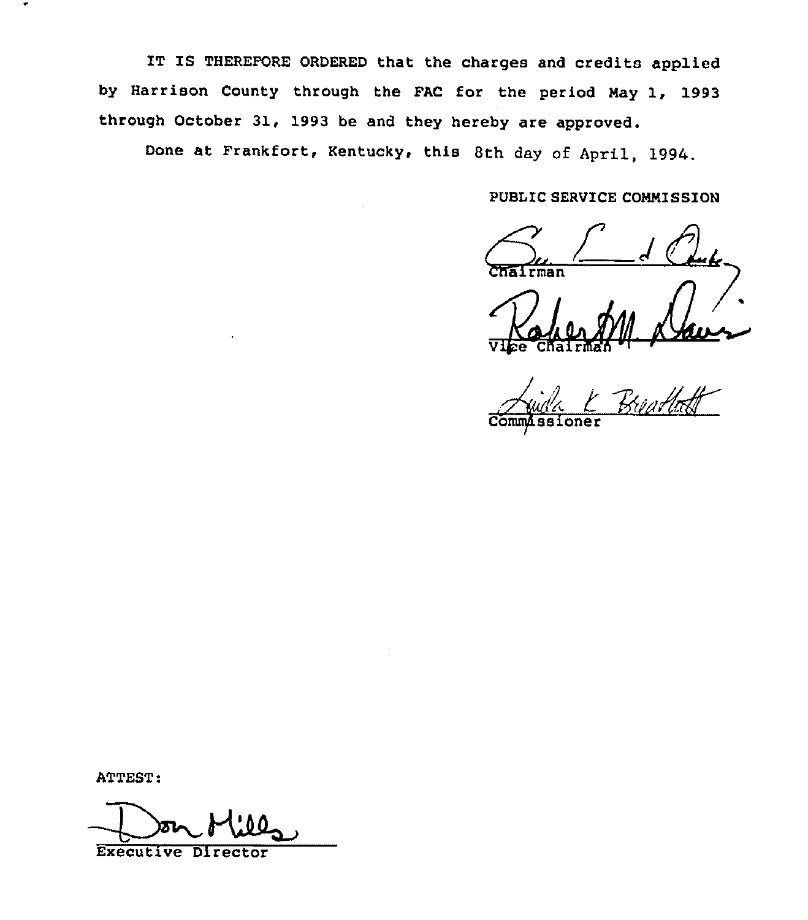IT IS THEREFORE ORDERED that the charges and credits applied by Harrison County through the FAC for the period May 1, 1993 through October 31, 1993 be and they hereby are approved.

Done at Frankfort, Kentucky, this 8th day of April, 1994.

PUBLIC SERVICE COMMISSION

Chairman

Vice Chairman

Commissioner

ATTEST:

Executive Director